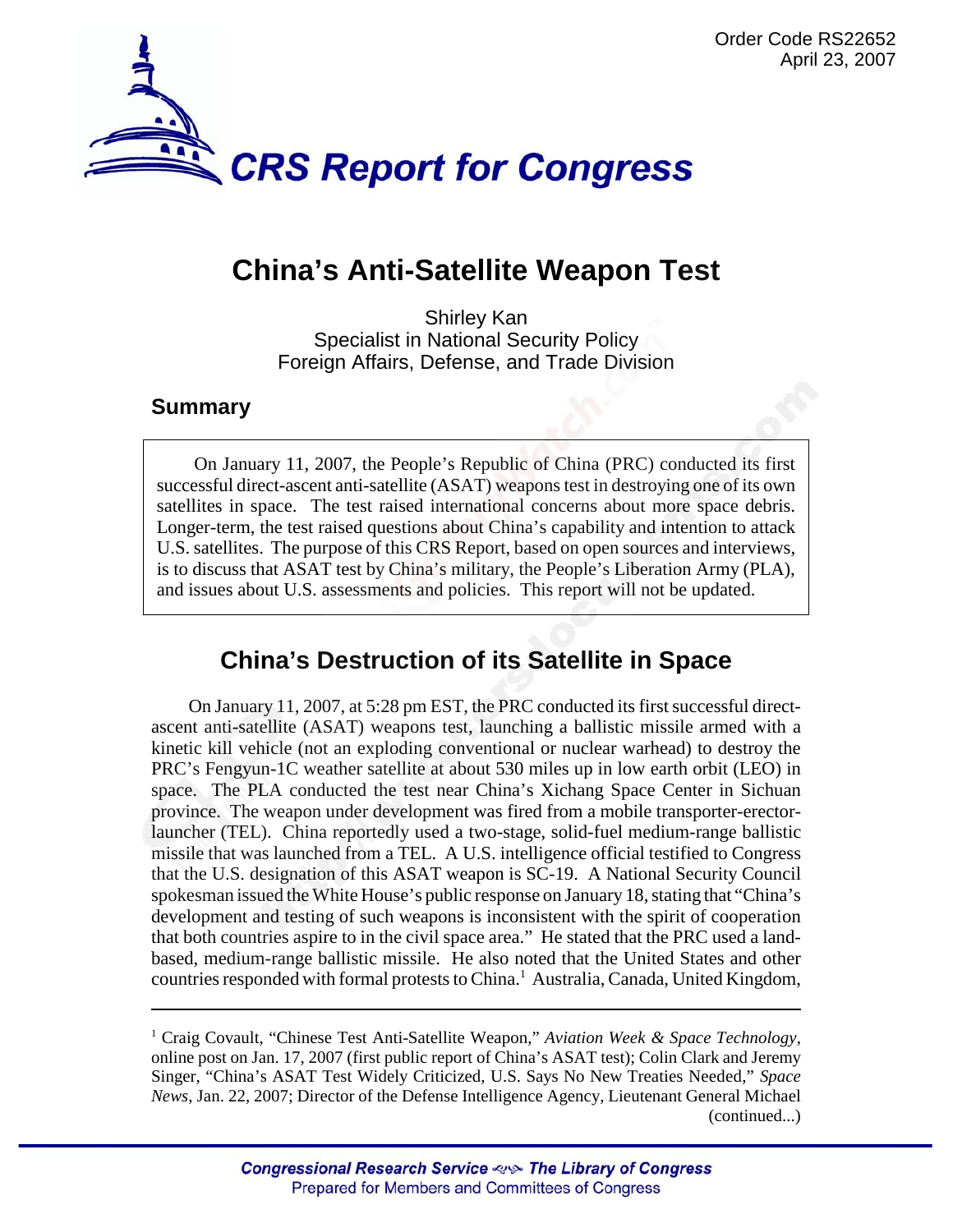Order Code RS22652
April 23, 2007

# CRS Report for Congress

# China's Anti-Satellite Weapon Test

Shirley Kan
Specialist in National Security Policy
Foreign Affairs, Defense, and Trade Division

## Summary

> On January 11, 2007, the People's Republic of China (PRC) conducted its first successful direct-ascent anti-satellite (ASAT) weapons test in destroying one of its own satellites in space. The test raised international concerns about more space debris. Longer-term, the test raised questions about China's capability and intention to attack U.S. satellites. The purpose of this CRS Report, based on open sources and interviews, is to discuss that ASAT test by China's military, the People's Liberation Army (PLA), and issues about U.S. assessments and policies. This report will not be updated.

## China's Destruction of its Satellite in Space

On January 11, 2007, at 5:28 pm EST, the PRC conducted its first successful direct-ascent anti-satellite (ASAT) weapons test, launching a ballistic missile armed with a kinetic kill vehicle (not an exploding conventional or nuclear warhead) to destroy the PRC's Fengyun-1C weather satellite at about 530 miles up in low earth orbit (LEO) in space. The PLA conducted the test near China's Xichang Space Center in Sichuan province. The weapon under development was fired from a mobile transporter-erector-launcher (TEL). China reportedly used a two-stage, solid-fuel medium-range ballistic missile that was launched from a TEL. A U.S. intelligence official testified to Congress that the U.S. designation of this ASAT weapon is SC-19. A National Security Council spokesman issued the White House's public response on January 18, stating that "China's development and testing of such weapons is inconsistent with the spirit of cooperation that both countries aspire to in the civil space area." He stated that the PRC used a land-based, medium-range ballistic missile. He also noted that the United States and other countries responded with formal protests to China.[1] Australia, Canada, United Kingdom,

---

[1] Craig Covault, "Chinese Test Anti-Satellite Weapon," *Aviation Week & Space Technology*, online post on Jan. 17, 2007 (first public report of China's ASAT test); Colin Clark and Jeremy Singer, "China's ASAT Test Widely Criticized, U.S. Says No New Treaties Needed," *Space News*, Jan. 22, 2007; Director of the Defense Intelligence Agency, Lieutenant General Michael (continued...)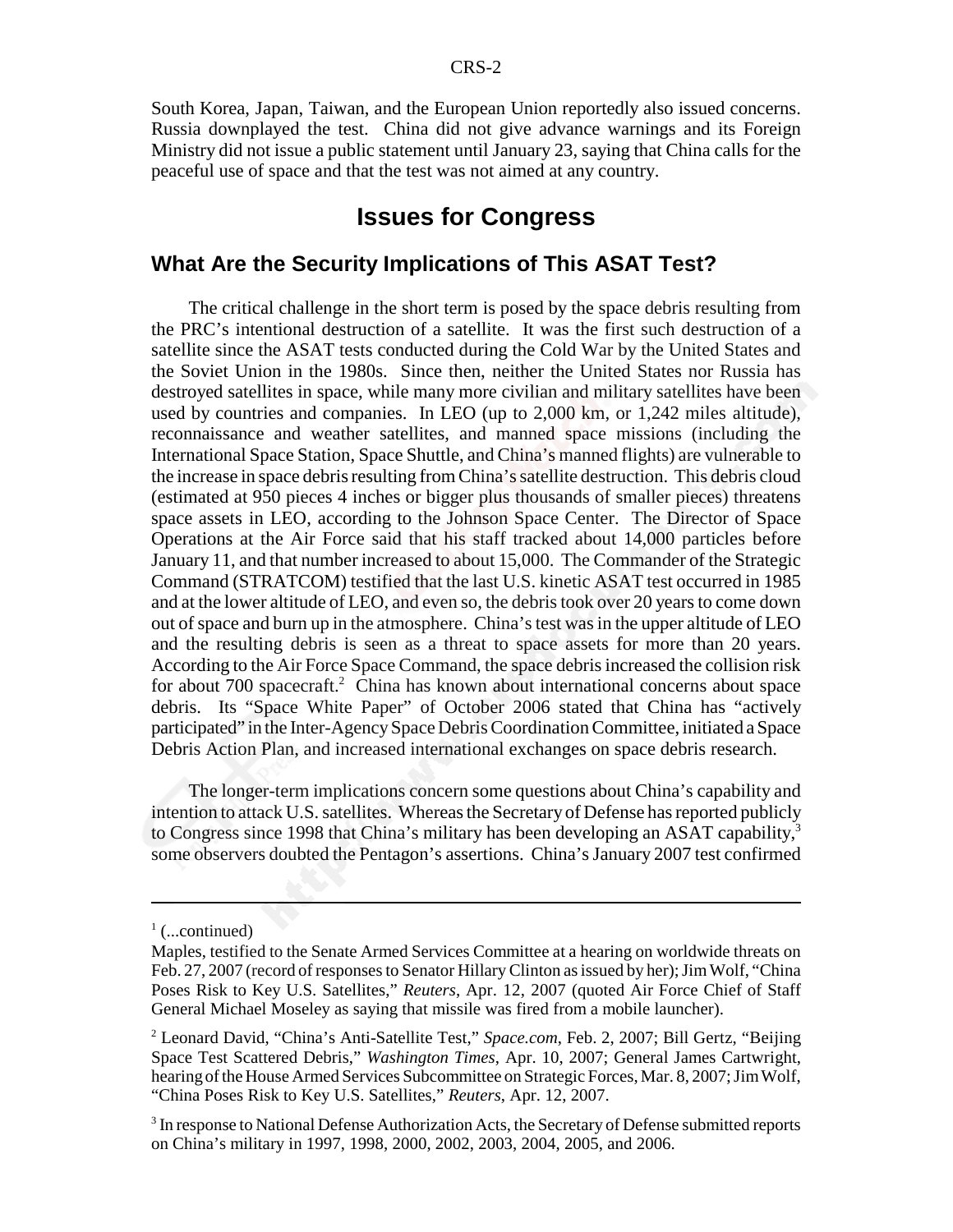South Korea, Japan, Taiwan, and the European Union reportedly also issued concerns. Russia downplayed the test. China did not give advance warnings and its Foreign Ministry did not issue a public statement until January 23, saying that China calls for the peaceful use of space and that the test was not aimed at any country.

# Issues for Congress

## What Are the Security Implications of This ASAT Test?

The critical challenge in the short term is posed by the space debris resulting from the PRC's intentional destruction of a satellite. It was the first such destruction of a satellite since the ASAT tests conducted during the Cold War by the United States and the Soviet Union in the 1980s. Since then, neither the United States nor Russia has destroyed satellites in space, while many more civilian and military satellites have been used by countries and companies. In LEO (up to 2,000 km, or 1,242 miles altitude), reconnaissance and weather satellites, and manned space missions (including the International Space Station, Space Shuttle, and China's manned flights) are vulnerable to the increase in space debris resulting from China's satellite destruction. This debris cloud (estimated at 950 pieces 4 inches or bigger plus thousands of smaller pieces) threatens space assets in LEO, according to the Johnson Space Center. The Director of Space Operations at the Air Force said that his staff tracked about 14,000 particles before January 11, and that number increased to about 15,000. The Commander of the Strategic Command (STRATCOM) testified that the last U.S. kinetic ASAT test occurred in 1985 and at the lower altitude of LEO, and even so, the debris took over 20 years to come down out of space and burn up in the atmosphere. China's test was in the upper altitude of LEO and the resulting debris is seen as a threat to space assets for more than 20 years. According to the Air Force Space Command, the space debris increased the collision risk for about 700 spacecraft.[2] China has known about international concerns about space debris. Its "Space White Paper" of October 2006 stated that China has "actively participated" in the Inter-Agency Space Debris Coordination Committee, initiated a Space Debris Action Plan, and increased international exchanges on space debris research.

The longer-term implications concern some questions about China's capability and intention to attack U.S. satellites. Whereas the Secretary of Defense has reported publicly to Congress since 1998 that China's military has been developing an ASAT capability,[3] some observers doubted the Pentagon's assertions. China's January 2007 test confirmed

---

[1] (...continued)
Maples, testified to the Senate Armed Services Committee at a hearing on worldwide threats on Feb. 27, 2007 (record of responses to Senator Hillary Clinton as issued by her); Jim Wolf, "China Poses Risk to Key U.S. Satellites," *Reuters*, Apr. 12, 2007 (quoted Air Force Chief of Staff General Michael Moseley as saying that missile was fired from a mobile launcher).

[2] Leonard David, "China's Anti-Satellite Test," *Space.com*, Feb. 2, 2007; Bill Gertz, "Beijing Space Test Scattered Debris," *Washington Times*, Apr. 10, 2007; General James Cartwright, hearing of the House Armed Services Subcommittee on Strategic Forces, Mar. 8, 2007; Jim Wolf, "China Poses Risk to Key U.S. Satellites," *Reuters*, Apr. 12, 2007.

[3] In response to National Defense Authorization Acts, the Secretary of Defense submitted reports on China's military in 1997, 1998, 2000, 2002, 2003, 2004, 2005, and 2006.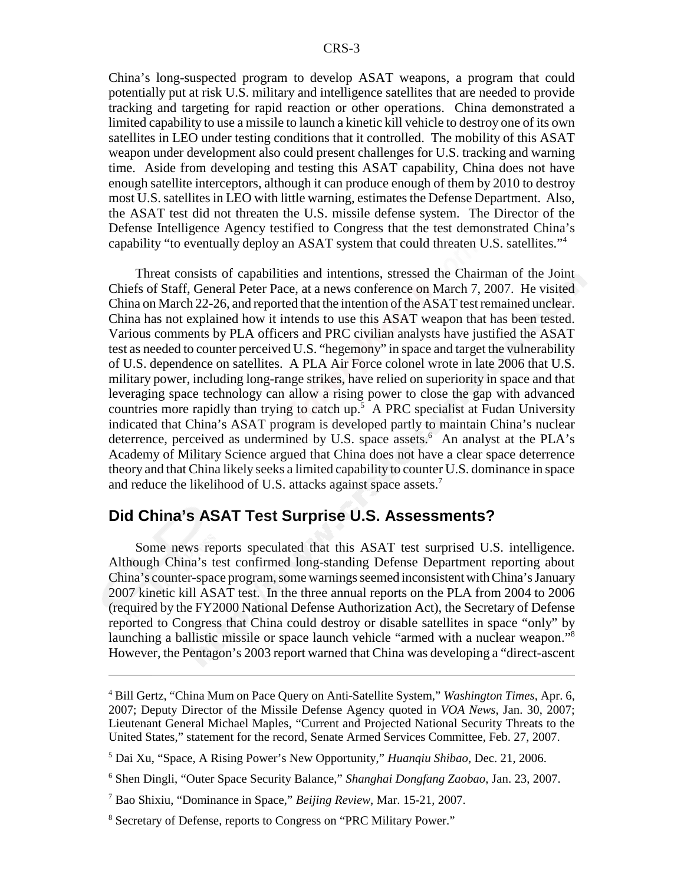China's long-suspected program to develop ASAT weapons, a program that could potentially put at risk U.S. military and intelligence satellites that are needed to provide tracking and targeting for rapid reaction or other operations. China demonstrated a limited capability to use a missile to launch a kinetic kill vehicle to destroy one of its own satellites in LEO under testing conditions that it controlled. The mobility of this ASAT weapon under development also could present challenges for U.S. tracking and warning time. Aside from developing and testing this ASAT capability, China does not have enough satellite interceptors, although it can produce enough of them by 2010 to destroy most U.S. satellites in LEO with little warning, estimates the Defense Department. Also, the ASAT test did not threaten the U.S. missile defense system. The Director of the Defense Intelligence Agency testified to Congress that the test demonstrated China's capability "to eventually deploy an ASAT system that could threaten U.S. satellites."[4]

Threat consists of capabilities and intentions, stressed the Chairman of the Joint Chiefs of Staff, General Peter Pace, at a news conference on March 7, 2007. He visited China on March 22-26, and reported that the intention of the ASAT test remained unclear. China has not explained how it intends to use this ASAT weapon that has been tested. Various comments by PLA officers and PRC civilian analysts have justified the ASAT test as needed to counter perceived U.S. "hegemony" in space and target the vulnerability of U.S. dependence on satellites. A PLA Air Force colonel wrote in late 2006 that U.S. military power, including long-range strikes, have relied on superiority in space and that leveraging space technology can allow a rising power to close the gap with advanced countries more rapidly than trying to catch up.[5] A PRC specialist at Fudan University indicated that China's ASAT program is developed partly to maintain China's nuclear deterrence, perceived as undermined by U.S. space assets.[6] An analyst at the PLA's Academy of Military Science argued that China does not have a clear space deterrence theory and that China likely seeks a limited capability to counter U.S. dominance in space and reduce the likelihood of U.S. attacks against space assets.[7]

## Did China's ASAT Test Surprise U.S. Assessments?

Some news reports speculated that this ASAT test surprised U.S. intelligence. Although China's test confirmed long-standing Defense Department reporting about China's counter-space program, some warnings seemed inconsistent with China's January 2007 kinetic kill ASAT test. In the three annual reports on the PLA from 2004 to 2006 (required by the FY2000 National Defense Authorization Act), the Secretary of Defense reported to Congress that China could destroy or disable satellites in space "only" by launching a ballistic missile or space launch vehicle "armed with a nuclear weapon."[8] However, the Pentagon's 2003 report warned that China was developing a "direct-ascent

---

[4] Bill Gertz, "China Mum on Pace Query on Anti-Satellite System," *Washington Times*, Apr. 6, 2007; Deputy Director of the Missile Defense Agency quoted in *VOA News*, Jan. 30, 2007; Lieutenant General Michael Maples, "Current and Projected National Security Threats to the United States," statement for the record, Senate Armed Services Committee, Feb. 27, 2007.

[5] Dai Xu, "Space, A Rising Power's New Opportunity," *Huanqiu Shibao*, Dec. 21, 2006.

[6] Shen Dingli, "Outer Space Security Balance," *Shanghai Dongfang Zaobao*, Jan. 23, 2007.

[7] Bao Shixiu, "Dominance in Space," *Beijing Review*, Mar. 15-21, 2007.

[8] Secretary of Defense, reports to Congress on "PRC Military Power."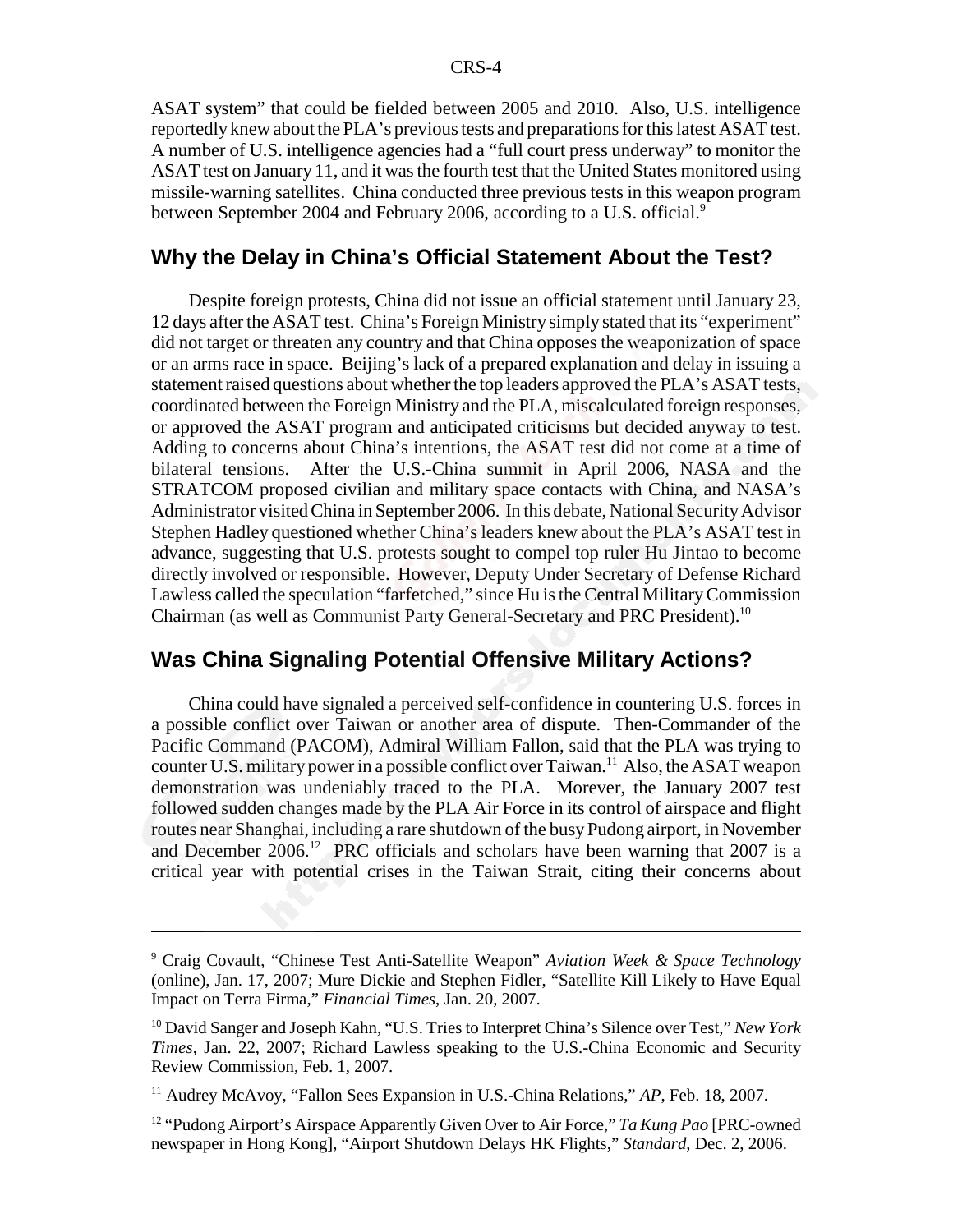ASAT system" that could be fielded between 2005 and 2010. Also, U.S. intelligence reportedly knew about the PLA's previous tests and preparations for this latest ASAT test. A number of U.S. intelligence agencies had a "full court press underway" to monitor the ASAT test on January 11, and it was the fourth test that the United States monitored using missile-warning satellites. China conducted three previous tests in this weapon program between September 2004 and February 2006, according to a U.S. official.[9]

## Why the Delay in China's Official Statement About the Test?

Despite foreign protests, China did not issue an official statement until January 23, 12 days after the ASAT test. China's Foreign Ministry simply stated that its "experiment" did not target or threaten any country and that China opposes the weaponization of space or an arms race in space. Beijing's lack of a prepared explanation and delay in issuing a statement raised questions about whether the top leaders approved the PLA's ASAT tests, coordinated between the Foreign Ministry and the PLA, miscalculated foreign responses, or approved the ASAT program and anticipated criticisms but decided anyway to test. Adding to concerns about China's intentions, the ASAT test did not come at a time of bilateral tensions. After the U.S.-China summit in April 2006, NASA and the STRATCOM proposed civilian and military space contacts with China, and NASA's Administrator visited China in September 2006. In this debate, National Security Advisor Stephen Hadley questioned whether China's leaders knew about the PLA's ASAT test in advance, suggesting that U.S. protests sought to compel top ruler Hu Jintao to become directly involved or responsible. However, Deputy Under Secretary of Defense Richard Lawless called the speculation "farfetched," since Hu is the Central Military Commission Chairman (as well as Communist Party General-Secretary and PRC President).[10]

## Was China Signaling Potential Offensive Military Actions?

China could have signaled a perceived self-confidence in countering U.S. forces in a possible conflict over Taiwan or another area of dispute. Then-Commander of the Pacific Command (PACOM), Admiral William Fallon, said that the PLA was trying to counter U.S. military power in a possible conflict over Taiwan.[11] Also, the ASAT weapon demonstration was undeniably traced to the PLA. Morever, the January 2007 test followed sudden changes made by the PLA Air Force in its control of airspace and flight routes near Shanghai, including a rare shutdown of the busy Pudong airport, in November and December 2006.[12] PRC officials and scholars have been warning that 2007 is a critical year with potential crises in the Taiwan Strait, citing their concerns about

---

[9] Craig Covault, "Chinese Test Anti-Satellite Weapon" *Aviation Week & Space Technology* (online), Jan. 17, 2007; Mure Dickie and Stephen Fidler, "Satellite Kill Likely to Have Equal Impact on Terra Firma," *Financial Times*, Jan. 20, 2007.

[10] David Sanger and Joseph Kahn, "U.S. Tries to Interpret China's Silence over Test," *New York Times*, Jan. 22, 2007; Richard Lawless speaking to the U.S.-China Economic and Security Review Commission, Feb. 1, 2007.

[11] Audrey McAvoy, "Fallon Sees Expansion in U.S.-China Relations," *AP*, Feb. 18, 2007.

[12] "Pudong Airport's Airspace Apparently Given Over to Air Force," *Ta Kung Pao* [PRC-owned newspaper in Hong Kong], "Airport Shutdown Delays HK Flights," *Standard*, Dec. 2, 2006.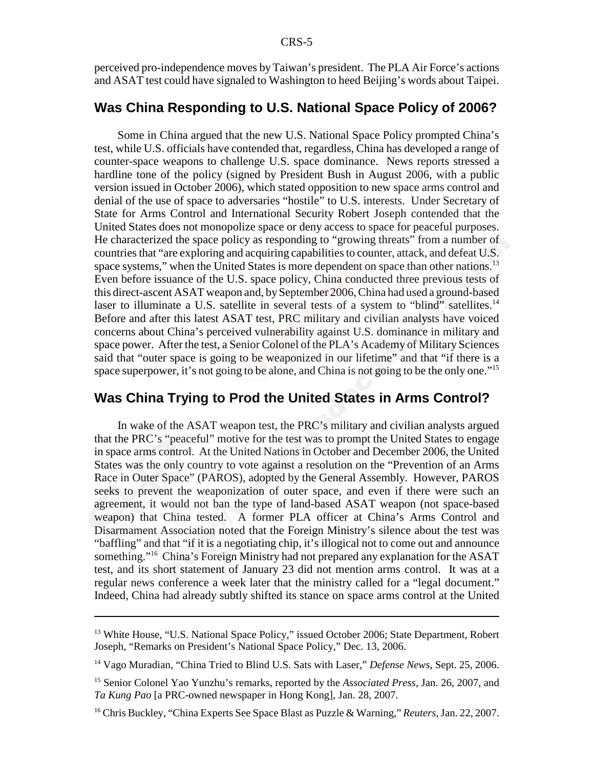perceived pro-independence moves by Taiwan's president. The PLA Air Force's actions and ASAT test could have signaled to Washington to heed Beijing's words about Taipei.

## Was China Responding to U.S. National Space Policy of 2006?

Some in China argued that the new U.S. National Space Policy prompted China's test, while U.S. officials have contended that, regardless, China has developed a range of counter-space weapons to challenge U.S. space dominance. News reports stressed a hardline tone of the policy (signed by President Bush in August 2006, with a public version issued in October 2006), which stated opposition to new space arms control and denial of the use of space to adversaries "hostile" to U.S. interests. Under Secretary of State for Arms Control and International Security Robert Joseph contended that the United States does not monopolize space or deny access to space for peaceful purposes. He characterized the space policy as responding to "growing threats" from a number of countries that "are exploring and acquiring capabilities to counter, attack, and defeat U.S. space systems," when the United States is more dependent on space than other nations.[13] Even before issuance of the U.S. space policy, China conducted three previous tests of this direct-ascent ASAT weapon and, by September 2006, China had used a ground-based laser to illuminate a U.S. satellite in several tests of a system to "blind" satellites.[14] Before and after this latest ASAT test, PRC military and civilian analysts have voiced concerns about China's perceived vulnerability against U.S. dominance in military and space power. After the test, a Senior Colonel of the PLA's Academy of Military Sciences said that "outer space is going to be weaponized in our lifetime" and that "if there is a space superpower, it's not going to be alone, and China is not going to be the only one."[15]

## Was China Trying to Prod the United States in Arms Control?

In wake of the ASAT weapon test, the PRC's military and civilian analysts argued that the PRC's "peaceful" motive for the test was to prompt the United States to engage in space arms control. At the United Nations in October and December 2006, the United States was the only country to vote against a resolution on the "Prevention of an Arms Race in Outer Space" (PAROS), adopted by the General Assembly. However, PAROS seeks to prevent the weaponization of outer space, and even if there were such an agreement, it would not ban the type of land-based ASAT weapon (not space-based weapon) that China tested. A former PLA officer at China's Arms Control and Disarmament Association noted that the Foreign Ministry's silence about the test was "baffling" and that "if it is a negotiating chip, it's illogical not to come out and announce something."[16] China's Foreign Ministry had not prepared any explanation for the ASAT test, and its short statement of January 23 did not mention arms control. It was at a regular news conference a week later that the ministry called for a "legal document." Indeed, China had already subtly shifted its stance on space arms control at the United

---

[13] White House, "U.S. National Space Policy," issued October 2006; State Department, Robert Joseph, "Remarks on President's National Space Policy," Dec. 13, 2006.

[14] Vago Muradian, "China Tried to Blind U.S. Sats with Laser," *Defense News*, Sept. 25, 2006.

[15] Senior Colonel Yao Yunzhu's remarks, reported by the *Associated Press*, Jan. 26, 2007, and *Ta Kung Pao* [a PRC-owned newspaper in Hong Kong], Jan. 28, 2007.

[16] Chris Buckley, "China Experts See Space Blast as Puzzle & Warning," *Reuters*, Jan. 22, 2007.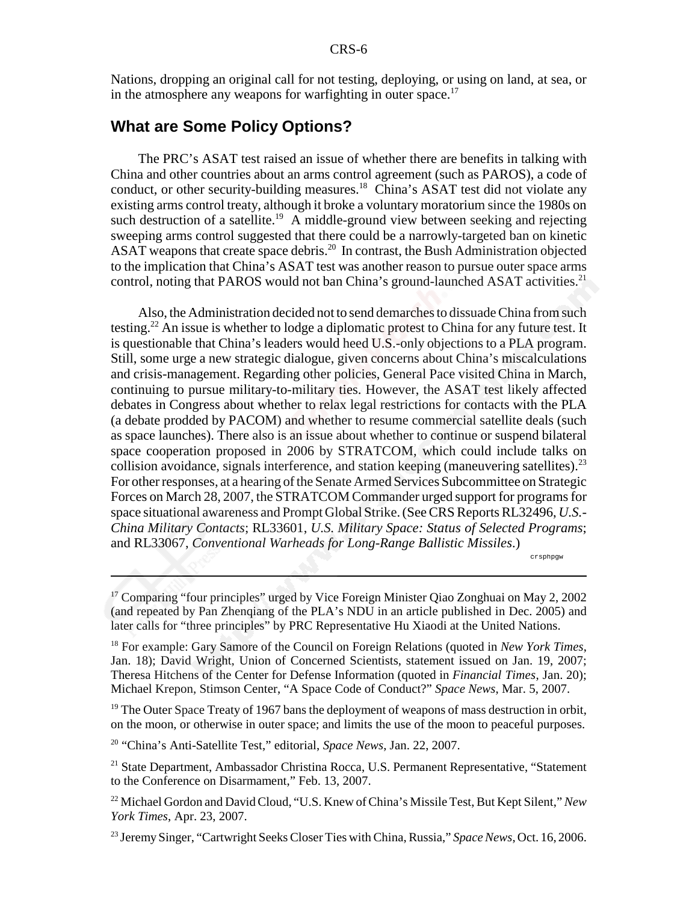Nations, dropping an original call for not testing, deploying, or using on land, at sea, or in the atmosphere any weapons for warfighting in outer space.[17]

## What are Some Policy Options?

The PRC's ASAT test raised an issue of whether there are benefits in talking with China and other countries about an arms control agreement (such as PAROS), a code of conduct, or other security-building measures.[18] China's ASAT test did not violate any existing arms control treaty, although it broke a voluntary moratorium since the 1980s on such destruction of a satellite.[19] A middle-ground view between seeking and rejecting sweeping arms control suggested that there could be a narrowly-targeted ban on kinetic ASAT weapons that create space debris.[20] In contrast, the Bush Administration objected to the implication that China's ASAT test was another reason to pursue outer space arms control, noting that PAROS would not ban China's ground-launched ASAT activities.[21]

Also, the Administration decided not to send demarches to dissuade China from such testing.[22] An issue is whether to lodge a diplomatic protest to China for any future test. It is questionable that China's leaders would heed U.S.-only objections to a PLA program. Still, some urge a new strategic dialogue, given concerns about China's miscalculations and crisis-management. Regarding other policies, General Pace visited China in March, continuing to pursue military-to-military ties. However, the ASAT test likely affected debates in Congress about whether to relax legal restrictions for contacts with the PLA (a debate prodded by PACOM) and whether to resume commercial satellite deals (such as space launches). There also is an issue about whether to continue or suspend bilateral space cooperation proposed in 2006 by STRATCOM, which could include talks on collision avoidance, signals interference, and station keeping (maneuvering satellites).[23] For other responses, at a hearing of the Senate Armed Services Subcommittee on Strategic Forces on March 28, 2007, the STRATCOM Commander urged support for programs for space situational awareness and Prompt Global Strike. (See CRS Reports RL32496, *U.S.-China Military Contacts*; RL33601, *U.S. Military Space: Status of Selected Programs*; and RL33067, *Conventional Warheads for Long-Range Ballistic Missiles*.)

crsphpgw

---

[17] Comparing "four principles" urged by Vice Foreign Minister Qiao Zonghuai on May 2, 2002 (and repeated by Pan Zhenqiang of the PLA's NDU in an article published in Dec. 2005) and later calls for "three principles" by PRC Representative Hu Xiaodi at the United Nations.

[18] For example: Gary Samore of the Council on Foreign Relations (quoted in *New York Times*, Jan. 18); David Wright, Union of Concerned Scientists, statement issued on Jan. 19, 2007; Theresa Hitchens of the Center for Defense Information (quoted in *Financial Times*, Jan. 20); Michael Krepon, Stimson Center, "A Space Code of Conduct?" *Space News*, Mar. 5, 2007.

[19] The Outer Space Treaty of 1967 bans the deployment of weapons of mass destruction in orbit, on the moon, or otherwise in outer space; and limits the use of the moon to peaceful purposes.

[20] "China's Anti-Satellite Test," editorial, *Space News*, Jan. 22, 2007.

[21] State Department, Ambassador Christina Rocca, U.S. Permanent Representative, "Statement to the Conference on Disarmament," Feb. 13, 2007.

[22] Michael Gordon and David Cloud, "U.S. Knew of China's Missile Test, But Kept Silent," *New York Times*, Apr. 23, 2007.

[23] Jeremy Singer, "Cartwright Seeks Closer Ties with China, Russia," *Space News*, Oct. 16, 2006.